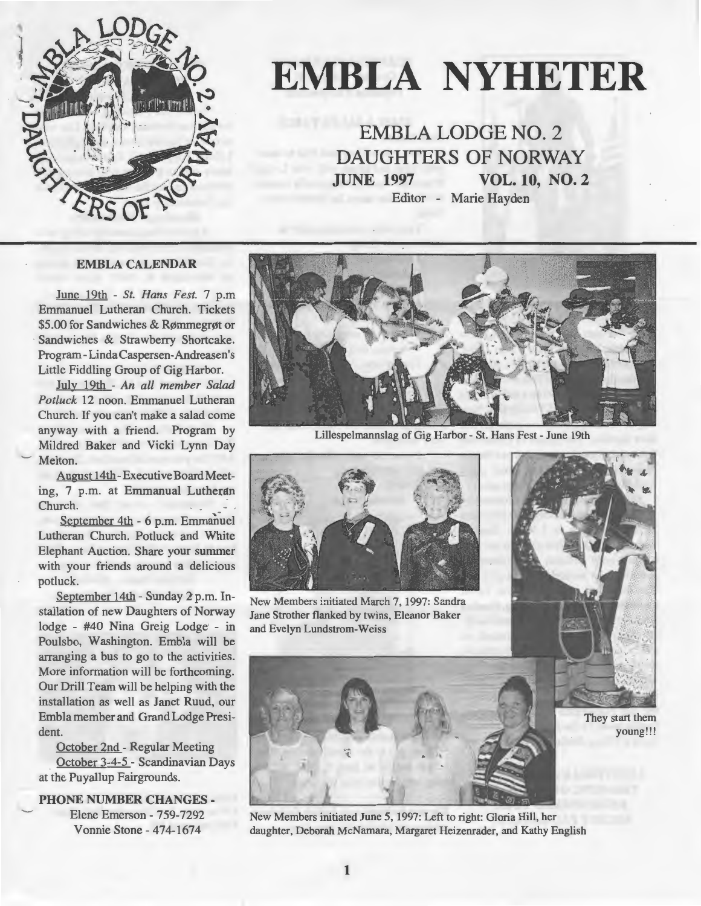# EMBLA NYHETER

EMBLA LODGE NO. 2
DAUGHTERS OF NORWAY
**JUNE 1997 VOL. 10, NO. 2**
Editor - Marie Hayden

## EMBLA CALENDAR

June 19th - *St. Hans Fest.* 7 p.m Emmanuel Lutheran Church. Tickets $5.00 for Sandwiches & Rømmegrøt or Sandwiches & Strawberry Shortcake. Program - Linda Caspersen-Andreasen's Little Fiddling Group of Gig Harbor.

July 19th - *An all member Salad Potluck* 12 noon. Emmanuel Lutheran Church. If you can't make a salad come anyway with a friend. Program by Mildred Baker and Vicki Lynn Day Melton.

August 14th - Executive Board Meeting, 7 p.m. at Emmanual Lutheran Church.

September 4th - 6 p.m. Emmanuel Lutheran Church. Potluck and White Elephant Auction. Share your summer with your friends around a delicious potluck.

September 14th - Sunday 2 p.m. Installation of new Daughters of Norway lodge - #40 Nina Greig Lodge - in Poulsbo, Washington. Embla will be arranging a bus to go to the activities. More information will be forthcoming. Our Drill Team will be helping with the installation as well as Janet Ruud, our Embla member and Grand Lodge President.

October 2nd - Regular Meeting

October 3-4-5 - Scandinavian Days at the Puyallup Fairgrounds.

**PHONE NUMBER CHANGES -**
Elene Emerson - 759-7292
Vonnie Stone - 474-1674

Lillespelmannslag of Gig Harbor - St. Hans Fest - June 19th

New Members initiated March 7, 1997: Sandra Jane Strother flanked by twins, Eleanor Baker and Evelyn Lundstrom-Weiss

They start them young!!!

New Members initiated June 5, 1997: Left to right: Gloria Hill, her daughter, Deborah McNamara, Margaret Heizenrader, and Kathy English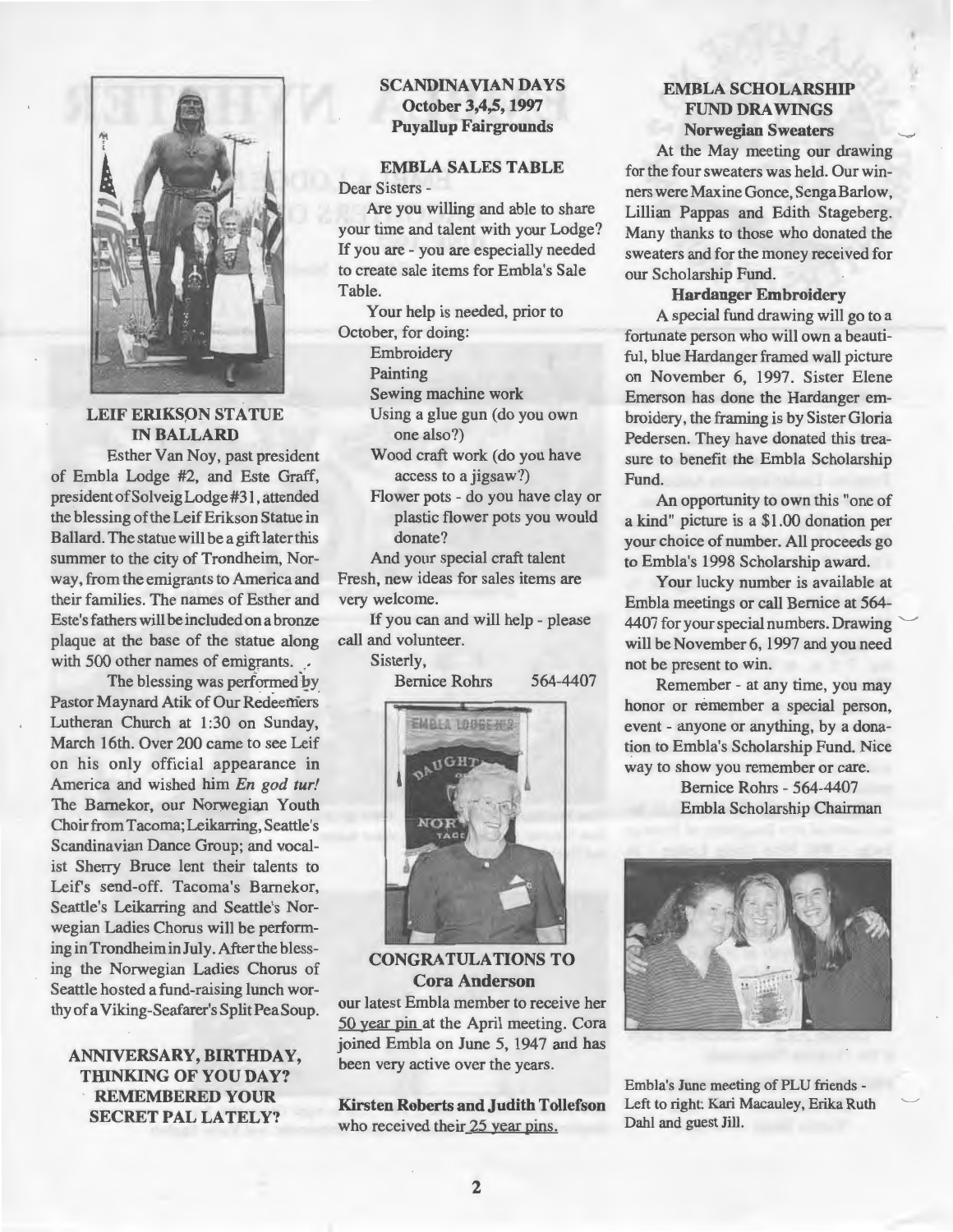## LEIF ERIKSON STATUE IN BALLARD

Esther Van Noy, past president of Embla Lodge #2, and Este Graff, president of Solveig Lodge #31, attended the blessing of the Leif Erikson Statue in Ballard. The statue will be a gift later this summer to the city of Trondheim, Norway, from the emigrants to America and their families. The names of Esther and Este's fathers will be included on a bronze plaque at the base of the statue along with 500 other names of emigrants.

The blessing was performed by Pastor Maynard Atik of Our Redeemers Lutheran Church at 1:30 on Sunday, March 16th. Over 200 came to see Leif on his only official appearance in America and wished him *En god tur!* The Barnekor, our Norwegian Youth Choir from Tacoma; Leikarring, Seattle's Scandinavian Dance Group; and vocalist Sherry Bruce lent their talents to Leif's send-off. Tacoma's Barnekor, Seattle's Leikarring and Seattle's Norwegian Ladies Chorus will be performing in Trondheim in July. After the blessing the Norwegian Ladies Chorus of Seattle hosted a fund-raising lunch worthy of a Viking-Seafarer's Split Pea Soup.

## ANNIVERSARY, BIRTHDAY, THINKING OF YOU DAY? REMEMBERED YOUR SECRET PAL LATELY?

## SCANDINAVIAN DAYS
**October 3,4,5, 1997**
**Puyallup Fairgrounds**

## EMBLA SALES TABLE

Dear Sisters -

Are you willing and able to share your time and talent with your Lodge? If you are - you are especially needed to create sale items for Embla's Sale Table.

Your help is needed, prior to October, for doing:

- Embroidery
- Painting
- Sewing machine work
- Using a glue gun (do you own one also?)
- Wood craft work (do you have access to a jigsaw?)
- Flower pots - do you have clay or plastic flower pots you would donate?
- And your special craft talent

Fresh, new ideas for sales items are very welcome.

If you can and will help - please call and volunteer.

Sisterly,

Bernice Rohrs 564-4407

## CONGRATULATIONS TO Cora Anderson

our latest Embla member to receive her 50 year pin at the April meeting. Cora joined Embla on June 5, 1947 and has been very active over the years.

**Kirsten Roberts and Judith Tollefson** who received their 25 year pins.

## EMBLA SCHOLARSHIP FUND DRAWINGS

### Norwegian Sweaters

At the May meeting our drawing for the four sweaters was held. Our winners were Maxine Gonce, Senga Barlow, Lillian Pappas and Edith Stageberg. Many thanks to those who donated the sweaters and for the money received for our Scholarship Fund.

### Hardanger Embroidery

A special fund drawing will go to a fortunate person who will own a beautiful, blue Hardanger framed wall picture on November 6, 1997. Sister Elene Emerson has done the Hardanger embroidery, the framing is by Sister Gloria Pedersen. They have donated this treasure to benefit the Embla Scholarship Fund.

An opportunity to own this "one of a kind" picture is a $1.00 donation per your choice of number. All proceeds go to Embla's 1998 Scholarship award.

Your lucky number is available at Embla meetings or call Bernice at 564-4407 for your special numbers. Drawing will be November 6, 1997 and you need not be present to win.

Remember - at any time, you may honor or remember a special person, event - anyone or anything, by a donation to Embla's Scholarship Fund. Nice way to show you remember or care.

Bernice Rohrs - 564-4407
Embla Scholarship Chairman

Embla's June meeting of PLU friends - Left to right: Kari Macauley, Erika Ruth Dahl and guest Jill.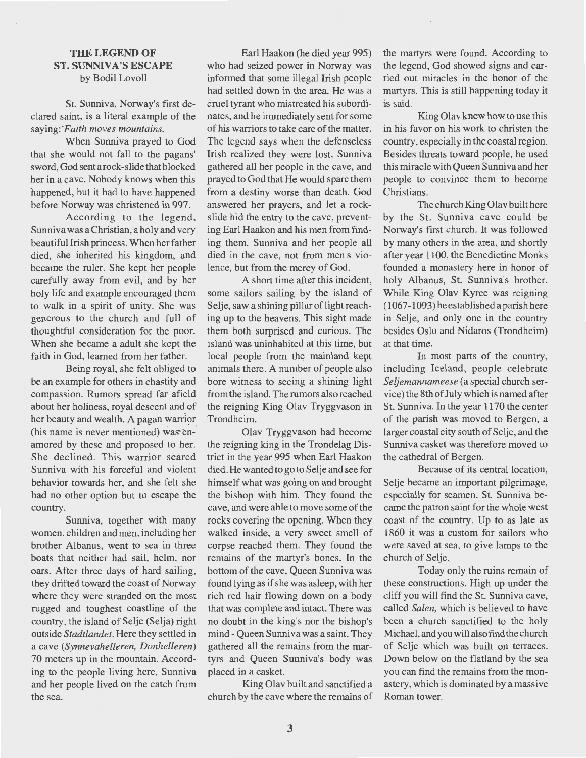## THE LEGEND OF ST. SUNNIVA'S ESCAPE

by Bodil Lovoll

St. Sunniva, Norway's first declared saint, is a literal example of the saying: *Faith moves mountains.*

When Sunniva prayed to God that she would not fall to the pagans' sword, God sent a rock-slide that blocked her in a cave. Nobody knows when this happened, but it had to have happened before Norway was christened in 997.

According to the legend, Sunniva was a Christian, a holy and very beautiful Irish princess. When her father died, she inherited his kingdom, and became the ruler. She kept her people carefully away from evil, and by her holy life and example encouraged them to walk in a spirit of unity. She was generous to the church and full of thoughtful consideration for the poor. When she became a adult she kept the faith in God, learned from her father.

Being royal, she felt obliged to be an example for others in chastity and compassion. Rumors spread far afield about her holiness, royal descent and of her beauty and wealth. A pagan warrior (his name is never mentioned) was enamored by these and proposed to her. She declined. This warrior scared Sunniva with his forceful and violent behavior towards her, and she felt she had no other option but to escape the country.

Sunniva, together with many women, children and men, including her brother Albanus, went to sea in three boats that neither had sail, helm, nor oars. After three days of hard sailing, they drifted toward the coast of Norway where they were stranded on the most rugged and toughest coastline of the country, the island of Selje (Selja) right outside *Stadtlandet*. Here they settled in a cave (*Synnevahelleren, Donhelleren*) 70 meters up in the mountain. According to the people living here, Sunniva and her people lived on the catch from the sea.

Earl Haakon (he died year 995) who had seized power in Norway was informed that some illegal Irish people had settled down in the area. He was a cruel tyrant who mistreated his subordinates, and he immediately sent for some of his warriors to take care of the matter. The legend says when the defenseless Irish realized they were lost, Sunniva gathered all her people in the cave, and prayed to God that He would spare them from a destiny worse than death. God answered her prayers, and let a rock-slide hid the entry to the cave, preventing Earl Haakon and his men from finding them. Sunniva and her people all died in the cave, not from men's violence, but from the mercy of God.

A short time after this incident, some sailors sailing by the island of Selje, saw a shining pillar of light reaching up to the heavens. This sight made them both surprised and curious. The island was uninhabited at this time, but local people from the mainland kept animals there. A number of people also bore witness to seeing a shining light from the island. The rumors also reached the reigning King Olav Tryggvason in Trondheim.

Olav Tryggvason had become the reigning king in the Trondelag District in the year 995 when Earl Haakon died. He wanted to go to Selje and see for himself what was going on and brought the bishop with him. They found the cave, and were able to move some of the rocks covering the opening. When they walked inside, a very sweet smell of corpse reached them. They found the remains of the martyr's bones. In the bottom of the cave, Queen Sunniva was found lying as if she was asleep, with her rich red hair flowing down on a body that was complete and intact. There was no doubt in the king's nor the bishop's mind - Queen Sunniva was a saint. They gathered all the remains from the martyrs and Queen Sunniva's body was placed in a casket.

King Olav built and sanctified a church by the cave where the remains of the martyrs were found. According to the legend, God showed signs and carried out miracles in the honor of the martyrs. This is still happening today it is said.

King Olav knew how to use this in his favor on his work to christen the country, especially in the coastal region. Besides threats toward people, he used this miracle with Queen Sunniva and her people to convince them to become Christians.

The church King Olav built here by the St. Sunniva cave could be Norway's first church. It was followed by many others in the area, and shortly after year 1100, the Benedictine Monks founded a monastery here in honor of holy Albanus, St. Sunniva's brother. While King Olav Kyree was reigning (1067-1093) he established a parish here in Selje, and only one in the country besides Oslo and Nidaros (Trondheim) at that time.

In most parts of the country, including Iceland, people celebrate *Seljemannameese* (a special church service) the 8th of July which is named after St. Sunniva. In the year 1170 the center of the parish was moved to Bergen, a larger coastal city south of Selje, and the Sunniva casket was therefore moved to the cathedral of Bergen.

Because of its central location, Selje became an important pilgrimage, especially for seamen. St. Sunniva became the patron saint for the whole west coast of the country. Up to as late as 1860 it was a custom for sailors who were saved at sea, to give lamps to the church of Selje.

Today only the ruins remain of these constructions. High up under the cliff you will find the St. Sunniva cave, called *Salen,* which is believed to have been a church sanctified to the holy Michael, and you will also find the church of Selje which was built on terraces. Down below on the flatland by the sea you can find the remains from the monastery, which is dominated by a massive Roman tower.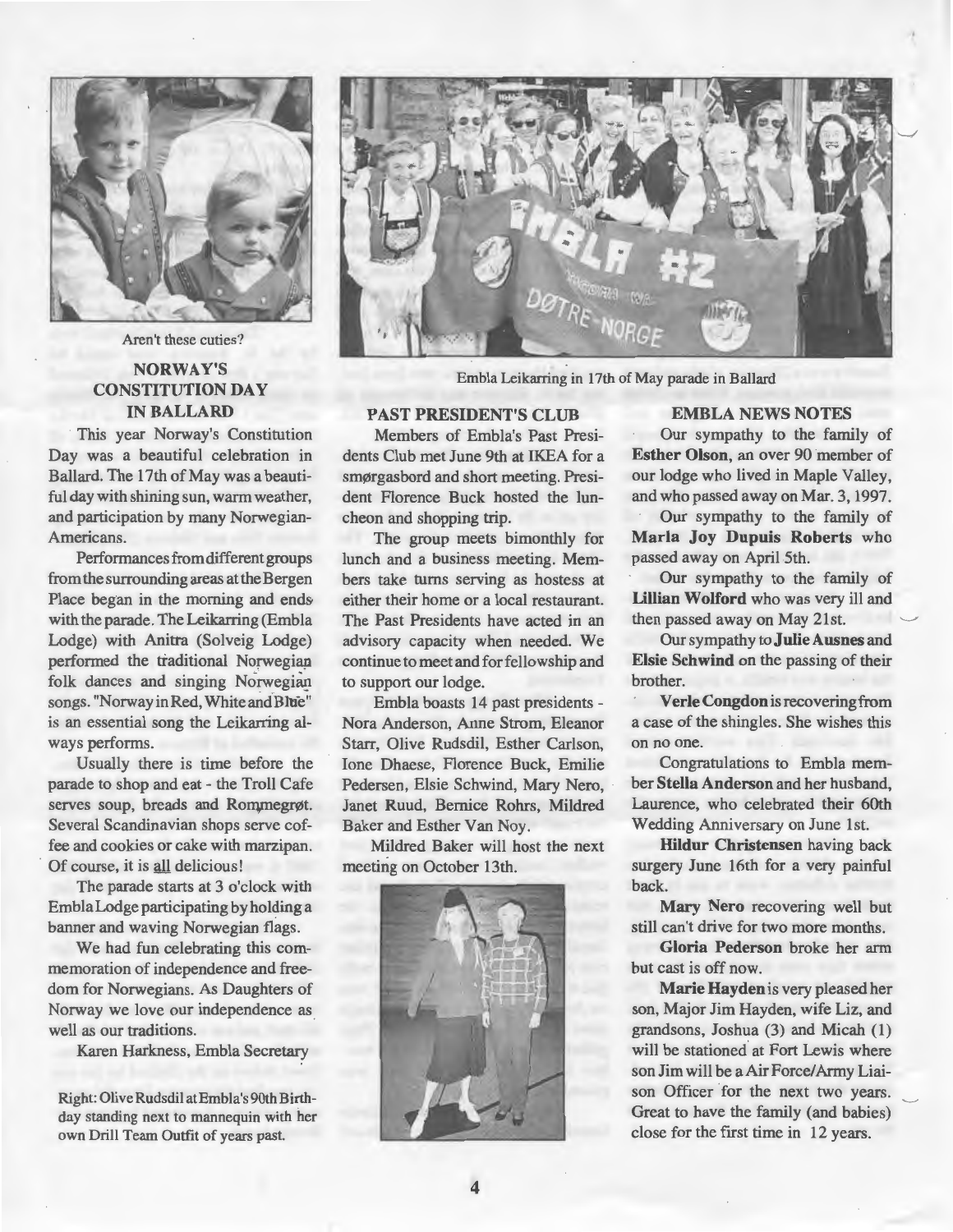Aren't these cuties?

Embla Leikarring in 17th of May parade in Ballard

## NORWAY'S CONSTITUTION DAY IN BALLARD

This year Norway's Constitution Day was a beautiful celebration in Ballard. The 17th of May was a beautiful day with shining sun, warm weather, and participation by many Norwegian-Americans.

Performances from different groups from the surrounding areas at the Bergen Place began in the morning and ends with the parade. The Leikarring (Embla Lodge) with Anitra (Solveig Lodge) performed the traditional Norwegian folk dances and singing Norwegian songs. "Norway in Red, White and Blue" is an essential song the Leikarring always performs.

Usually there is time before the parade to shop and eat - the Troll Cafe serves soup, breads and Rommegrøt. Several Scandinavian shops serve coffee and cookies or cake with marzipan. Of course, it is all delicious!

The parade starts at 3 o'clock with Embla Lodge participating by holding a banner and waving Norwegian flags.

We had fun celebrating this commemoration of independence and freedom for Norwegians. As Daughters of Norway we love our independence as well as our traditions.

Karen Harkness, Embla Secretary

Right: Olive Rudsdil at Embla's 90th Birthday standing next to mannequin with her own Drill Team Outfit of years past.

## PAST PRESIDENT'S CLUB

Members of Embla's Past Presidents Club met June 9th at IKEA for a smørgasbord and short meeting. President Florence Buck hosted the luncheon and shopping trip.

The group meets bimonthly for lunch and a business meeting. Members take turns serving as hostess at either their home or a local restaurant. The Past Presidents have acted in an advisory capacity when needed. We continue to meet and for fellowship and to support our lodge.

Embla boasts 14 past presidents - Nora Anderson, Anne Strom, Eleanor Starr, Olive Rudsdil, Esther Carlson, Ione Dhaese, Florence Buck, Emilie Pedersen, Elsie Schwind, Mary Nero, Janet Ruud, Bernice Rohrs, Mildred Baker and Esther Van Noy.

Mildred Baker will host the next meeting on October 13th.

## EMBLA NEWS NOTES

Our sympathy to the family of **Esther Olson**, an over 90 member of our lodge who lived in Maple Valley, and who passed away on Mar. 3, 1997.

Our sympathy to the family of **Marla Joy Dupuis Roberts** who passed away on April 5th.

Our sympathy to the family of **Lillian Wolford** who was very ill and then passed away on May 21st.

Our sympathy to **Julie Ausnes** and **Elsie Schwind** on the passing of their brother.

**Verle Congdon** is recovering from a case of the shingles. She wishes this on no one.

Congratulations to Embla member **Stella Anderson** and her husband, Laurence, who celebrated their 60th Wedding Anniversary on June 1st.

**Hildur Christensen** having back surgery June 16th for a very painful back.

**Mary Nero** recovering well but still can't drive for two more months.

**Gloria Pederson** broke her arm but cast is off now.

**Marie Hayden** is very pleased her son, Major Jim Hayden, wife Liz, and grandsons, Joshua (3) and Micah (1) will be stationed at Fort Lewis where son Jim will be a Air Force/Army Liaison Officer for the next two years. Great to have the family (and babies) close for the first time in 12 years.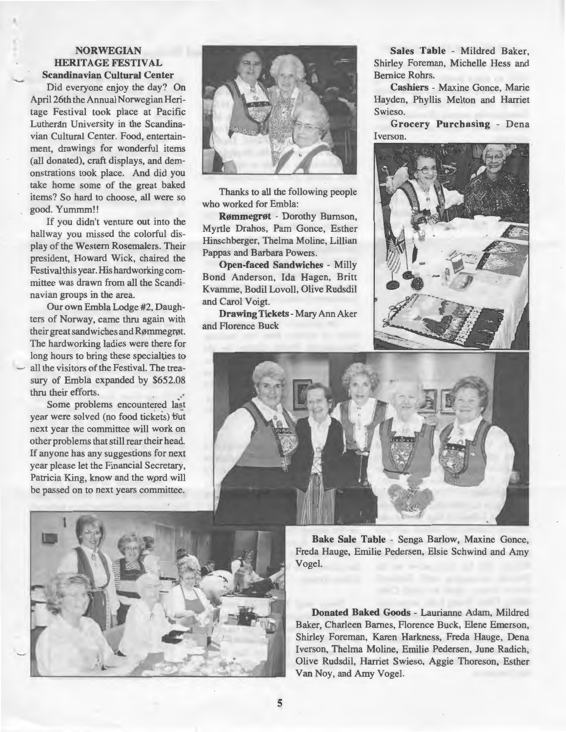## NORWEGIAN HERITAGE FESTIVAL
### Scandinavian Cultural Center

Did everyone enjoy the day? On April 26th the Annual Norwegian Heritage Festival took place at Pacific Lutheran University in the Scandinavian Cultural Center. Food, entertainment, drawings for wonderful items (all donated), craft displays, and demonstrations took place. And did you take home some of the great baked items? So hard to choose, all were so good. Yummm!!

If you didn't venture out into the hallway you missed the colorful display of the Western Rosemalers. Their president, Howard Wick, chaired the Festival this year. His hardworking committee was drawn from all the Scandinavian groups in the area.

Our own Embla Lodge #2, Daughters of Norway, came thru again with their great sandwiches and Rømmegrøt. The hardworking ladies were there for long hours to bring these specialties to all the visitors of the Festival. The treasury of Embla expanded by $652.08 thru their efforts.

Some problems encountered last year were solved (no food tickets) but next year the committee will work on other problems that still rear their head. If anyone has any suggestions for next year please let the Financial Secretary, Patricia King, know and the word will be passed on to next years committee.

Thanks to all the following people who worked for Embla:

**Rømmegrøt** - Dorothy Burnson, Myrtle Drahos, Pam Gonce, Esther Hinschberger, Thelma Moline, Lillian Pappas and Barbara Powers.

**Open-faced Sandwiches** - Milly Bond Anderson, Ida Hagen, Britt Kvamme, Bodil Lovoll, Olive Rudsdil and Carol Voigt.

**Drawing Tickets** - Mary Ann Aker and Florence Buck

**Sales Table** - Mildred Baker, Shirley Foreman, Michelle Hess and Bernice Rohrs.

**Cashiers** - Maxine Gonce, Marie Hayden, Phyllis Melton and Harriet Swieso.

**Grocery Purchasing** - Dena Iverson.

**Bake Sale Table** - Senga Barlow, Maxine Gonce, Freda Hauge, Emilie Pedersen, Elsie Schwind and Amy Vogel.

**Donated Baked Goods** - Laurianne Adam, Mildred Baker, Charleen Barnes, Florence Buck, Elene Emerson, Shirley Foreman, Karen Harkness, Freda Hauge, Dena Iverson, Thelma Moline, Emilie Pedersen, June Radich, Olive Rudsdil, Harriet Swieso, Aggie Thoreson, Esther Van Noy, and Amy Vogel.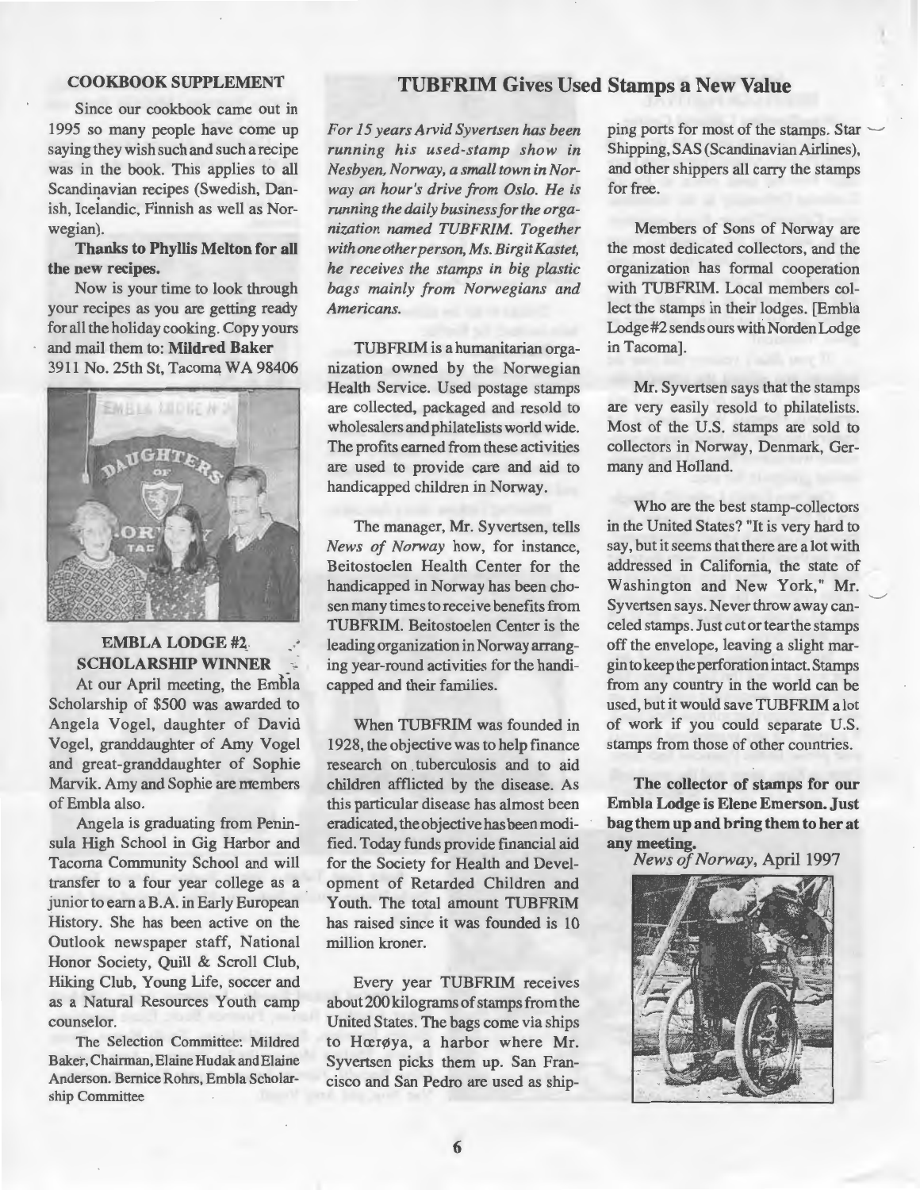## COOKBOOK SUPPLEMENT

Since our cookbook came out in 1995 so many people have come up saying they wish such and such a recipe was in the book. This applies to all Scandinavian recipes (Swedish, Danish, Icelandic, Finnish as well as Norwegian).

**Thanks to Phyllis Melton for all the new recipes.**

Now is your time to look through your recipes as you are getting ready for all the holiday cooking. Copy yours and mail them to: **Mildred Baker** 3911 No. 25th St, Tacoma WA 98406

### EMBLA LODGE #2 SCHOLARSHIP WINNER

At our April meeting, the Embla Scholarship of $500 was awarded to Angela Vogel, daughter of David Vogel, granddaughter of Amy Vogel and great-granddaughter of Sophie Marvik. Amy and Sophie are members of Embla also.

Angela is graduating from Peninsula High School in Gig Harbor and Tacoma Community School and will transfer to a four year college as a junior to earn a B.A. in Early European History. She has been active on the Outlook newspaper staff, National Honor Society, Quill & Scroll Club, Hiking Club, Young Life, soccer and as a Natural Resources Youth camp counselor.

The Selection Committee: Mildred Baker, Chairman, Elaine Hudak and Elaine Anderson. Bernice Rohrs, Embla Scholarship Committee

## TUBFRIM Gives Used Stamps a New Value

*For 15 years Arvid Syvertsen has been running his used-stamp show in Nesbyen, Norway, a small town in Norway an hour's drive from Oslo. He is running the daily business for the organization named TUBFRIM. Together with one other person, Ms. Birgit Kastet, he receives the stamps in big plastic bags mainly from Norwegians and Americans.*

TUBFRIM is a humanitarian organization owned by the Norwegian Health Service. Used postage stamps are collected, packaged and resold to wholesalers and philatelists world wide. The profits earned from these activities are used to provide care and aid to handicapped children in Norway.

The manager, Mr. Syvertsen, tells *News of Norway* how, for instance, Beitostoelen Health Center for the handicapped in Norway has been chosen many times to receive benefits from TUBFRIM. Beitostoelen Center is the leading organization in Norway arranging year-round activities for the handicapped and their families.

When TUBFRIM was founded in 1928, the objective was to help finance research on tuberculosis and to aid children afflicted by the disease. As this particular disease has almost been eradicated, the objective has been modified. Today funds provide financial aid for the Society for Health and Development of Retarded Children and Youth. The total amount TUBFRIM has raised since it was founded is 10 million kroner.

Every year TUBFRIM receives about 200 kilograms of stamps from the United States. The bags come via ships to Hœrøya, a harbor where Mr. Syvertsen picks them up. San Francisco and San Pedro are used as shipping ports for most of the stamps. Star Shipping, SAS (Scandinavian Airlines), and other shippers all carry the stamps for free.

Members of Sons of Norway are the most dedicated collectors, and the organization has formal cooperation with TUBFRIM. Local members collect the stamps in their lodges. [Embla Lodge #2 sends ours with Norden Lodge in Tacoma].

Mr. Syvertsen says that the stamps are very easily resold to philatelists. Most of the U.S. stamps are sold to collectors in Norway, Denmark, Germany and Holland.

Who are the best stamp-collectors in the United States? "It is very hard to say, but it seems that there are a lot with addressed in California, the state of Washington and New York," Mr. Syvertsen says. Never throw away canceled stamps. Just cut or tear the stamps off the envelope, leaving a slight margin to keep the perforation intact. Stamps from any country in the world can be used, but it would save TUBFRIM a lot of work if you could separate U.S. stamps from those of other countries.

**The collector of stamps for our Embla Lodge is Elene Emerson. Just bag them up and bring them to her at any meeting.**

*News of Norway*, April 1997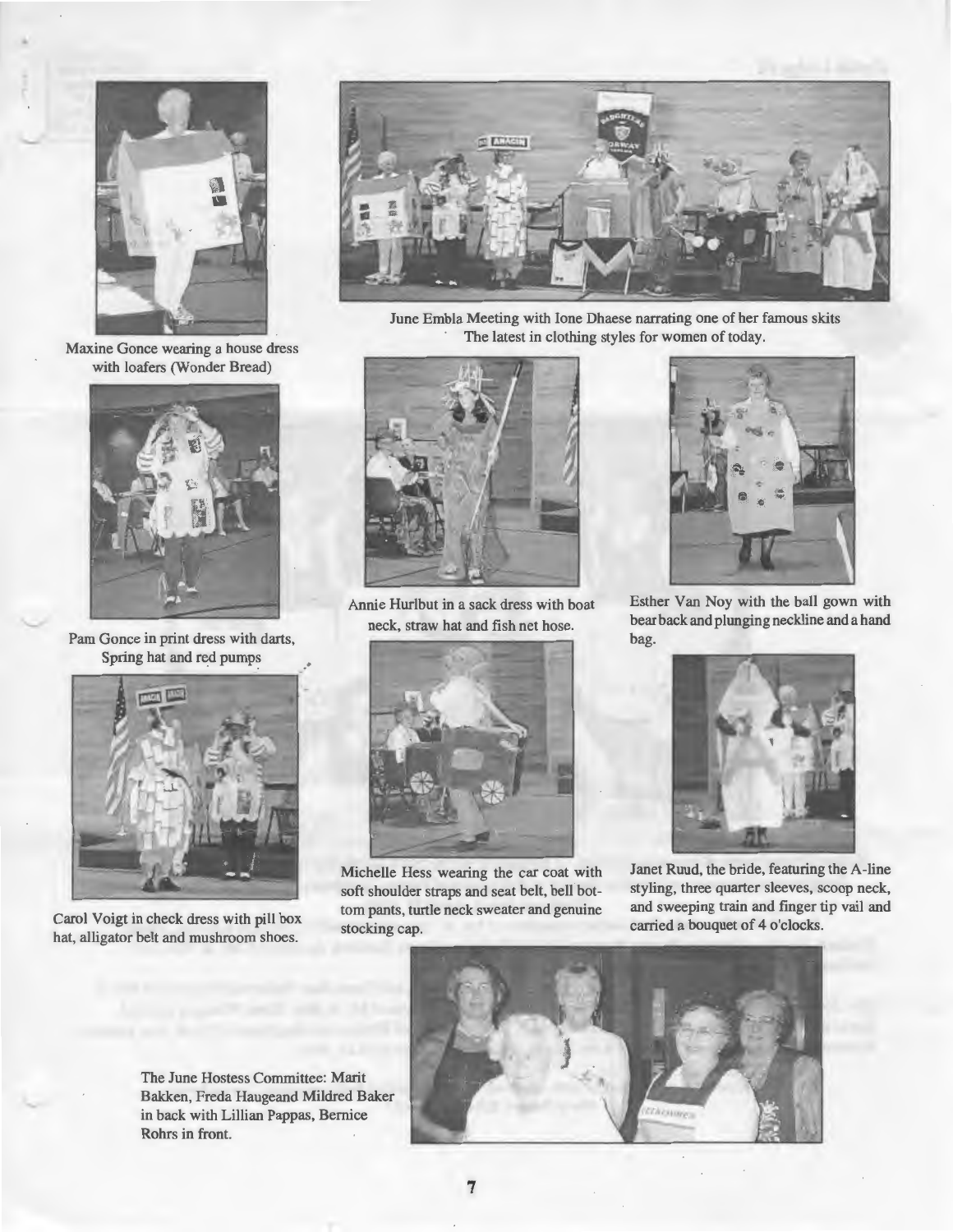Maxine Gonce wearing a house dress with loafers (Wonder Bread)

June Embla Meeting with Ione Dhaese narrating one of her famous skits The latest in clothing styles for women of today.

Pam Gonce in print dress with darts, Spring hat and red pumps

Annie Hurlbut in a sack dress with boat neck, straw hat and fish net hose.

Esther Van Noy with the ball gown with bear back and plunging neckline and a hand bag.

Carol Voigt in check dress with pill box hat, alligator belt and mushroom shoes.

Michelle Hess wearing the car coat with soft shoulder straps and seat belt, bell bottom pants, turtle neck sweater and genuine stocking cap.

Janet Ruud, the bride, featuring the A-line styling, three quarter sleeves, scoop neck, and sweeping train and finger tip vail and carried a bouquet of 4 o'clocks.

The June Hostess Committee: Marit Bakken, Freda Haugeand Mildred Baker in back with Lillian Pappas, Bernice Rohrs in front.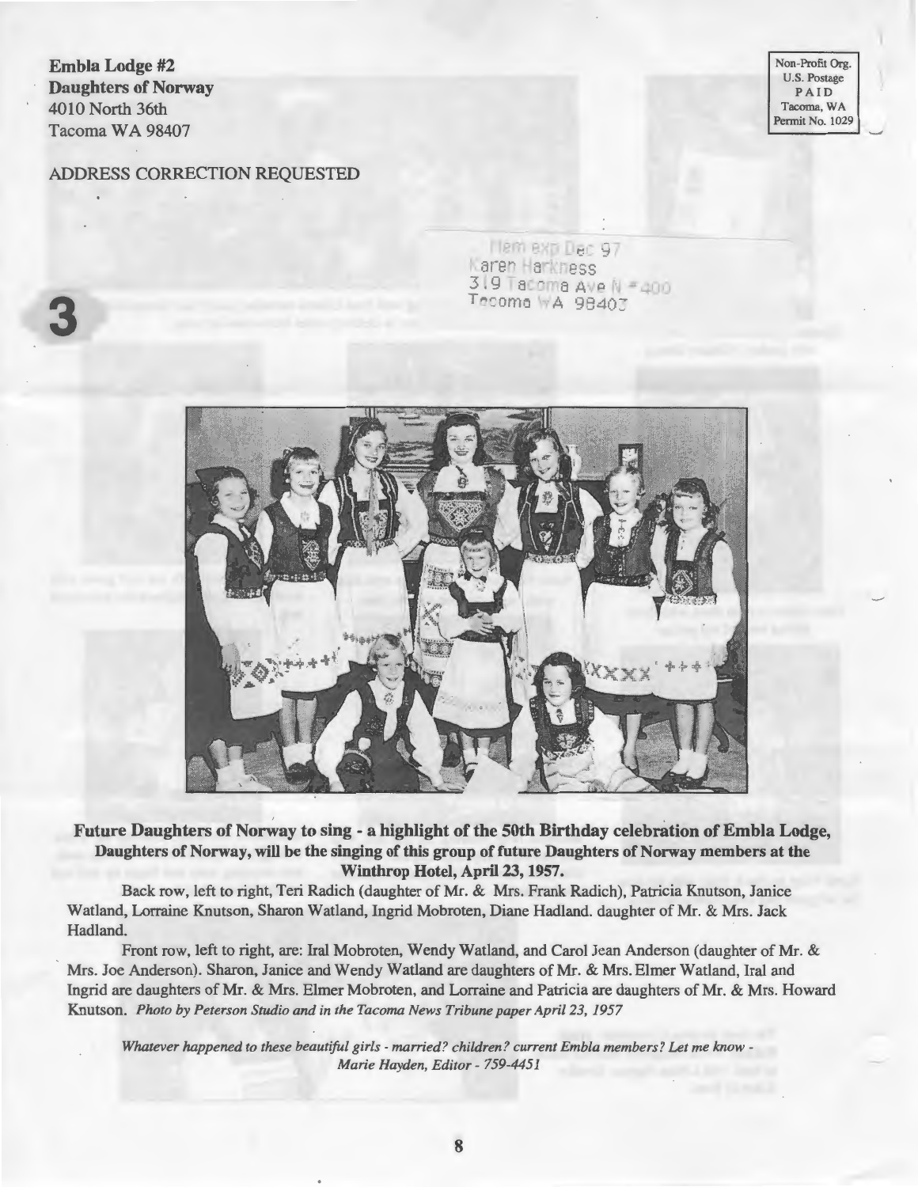**Embla Lodge #2**
**Daughters of Norway**
4010 North 36th
Tacoma WA 98407

ADDRESS CORRECTION REQUESTED

Non-Profit Org.
U.S. Postage
PAID
Tacoma, WA
Permit No. 1029

Mem exp Dec 97
Karen Harkness
319 Tacoma Ave N #400
Tacoma WA 98403

**Future Daughters of Norway to sing - a highlight of the 50th Birthday celebration of Embla Lodge, Daughters of Norway, will be the singing of this group of future Daughters of Norway members at the Winthrop Hotel, April 23, 1957.**

Back row, left to right, Teri Radich (daughter of Mr. & Mrs. Frank Radich), Patricia Knutson, Janice Watland, Lorraine Knutson, Sharon Watland, Ingrid Mobroten, Diane Hadland. daughter of Mr. & Mrs. Jack Hadland.

Front row, left to right, are: Iral Mobroten, Wendy Watland, and Carol Jean Anderson (daughter of Mr. & Mrs. Joe Anderson). Sharon, Janice and Wendy Watland are daughters of Mr. & Mrs. Elmer Watland, Iral and Ingrid are daughters of Mr. & Mrs. Elmer Mobroten, and Lorraine and Patricia are daughters of Mr. & Mrs. Howard Knutson. *Photo by Peterson Studio and in the Tacoma News Tribune paper April 23, 1957*

*Whatever happened to these beautiful girls - married? children? current Embla members? Let me know - Marie Hayden, Editor - 759-4451*